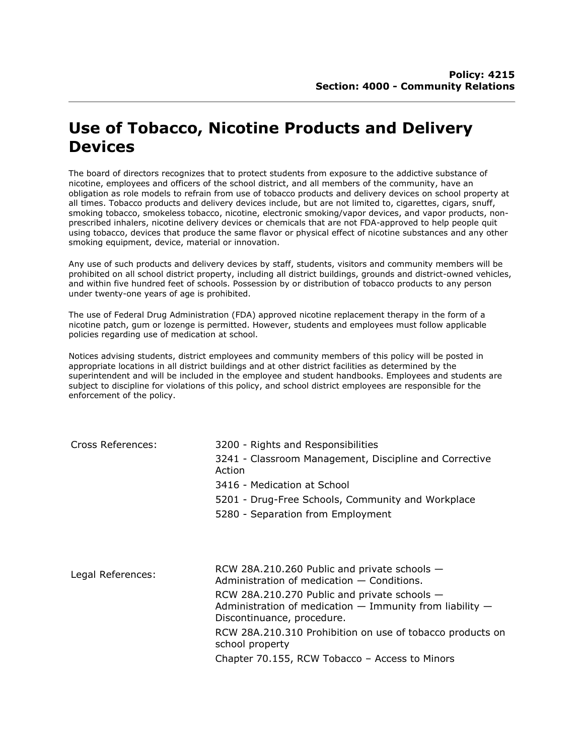**Policy: 4215**
**Section: 4000 - Community Relations**

# Use of Tobacco, Nicotine Products and Delivery Devices

The board of directors recognizes that to protect students from exposure to the addictive substance of nicotine, employees and officers of the school district, and all members of the community, have an obligation as role models to refrain from use of tobacco products and delivery devices on school property at all times. Tobacco products and delivery devices include, but are not limited to, cigarettes, cigars, snuff, smoking tobacco, smokeless tobacco, nicotine, electronic smoking/vapor devices, and vapor products, non-prescribed inhalers, nicotine delivery devices or chemicals that are not FDA-approved to help people quit using tobacco, devices that produce the same flavor or physical effect of nicotine substances and any other smoking equipment, device, material or innovation.

Any use of such products and delivery devices by staff, students, visitors and community members will be prohibited on all school district property, including all district buildings, grounds and district-owned vehicles, and within five hundred feet of schools. Possession by or distribution of tobacco products to any person under twenty-one years of age is prohibited.

The use of Federal Drug Administration (FDA) approved nicotine replacement therapy in the form of a nicotine patch, gum or lozenge is permitted. However, students and employees must follow applicable policies regarding use of medication at school.

Notices advising students, district employees and community members of this policy will be posted in appropriate locations in all district buildings and at other district facilities as determined by the superintendent and will be included in the employee and student handbooks. Employees and students are subject to discipline for violations of this policy, and school district employees are responsible for the enforcement of the policy.

Cross References:

- 3200 - Rights and Responsibilities
- 3241 - Classroom Management, Discipline and Corrective Action
- 3416 - Medication at School
- 5201 - Drug-Free Schools, Community and Workplace
- 5280 - Separation from Employment

Legal References:

- RCW 28A.210.260 Public and private schools — Administration of medication — Conditions.
- RCW 28A.210.270 Public and private schools — Administration of medication — Immunity from liability — Discontinuance, procedure.
- RCW 28A.210.310 Prohibition on use of tobacco products on school property
- Chapter 70.155, RCW Tobacco – Access to Minors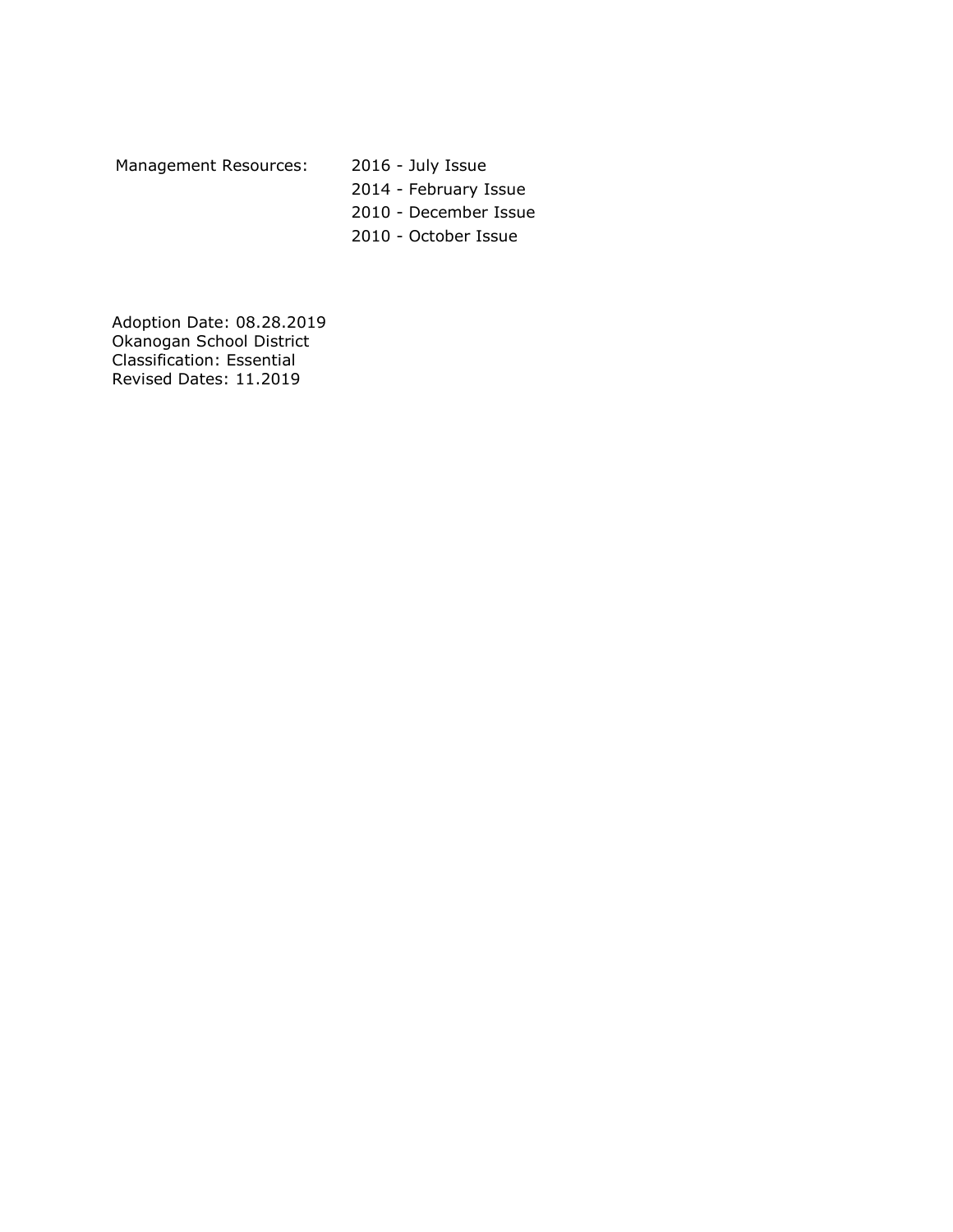Management Resources: 2016 - July Issue
2014 - February Issue
2010 - December Issue
2010 - October Issue

Adoption Date: 08.28.2019
Okanogan School District
Classification: Essential
Revised Dates: 11.2019